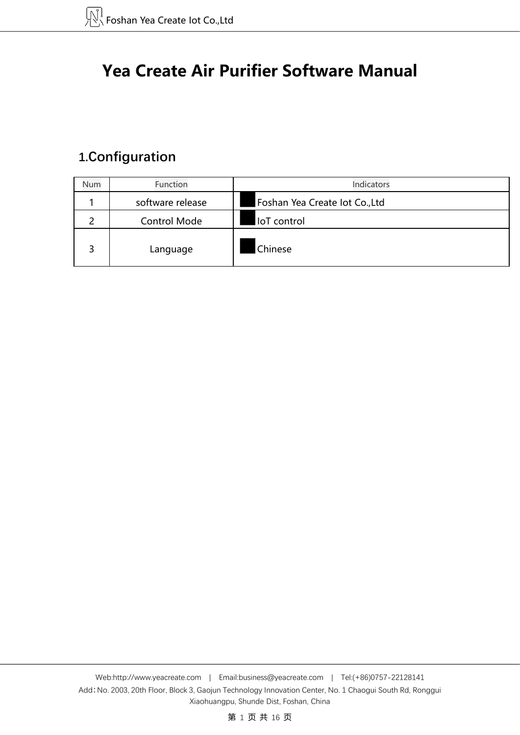# Yea Create Air Purifier Software Manual

## 1.Configuration

| Num | Function | Indicators |
| --- | --- | --- |
| 1 | software release | ■ Foshan Yea Create Iot Co.,Ltd |
| 2 | Control Mode | ■ IoT control |
| 3 | Language | ■ Chinese |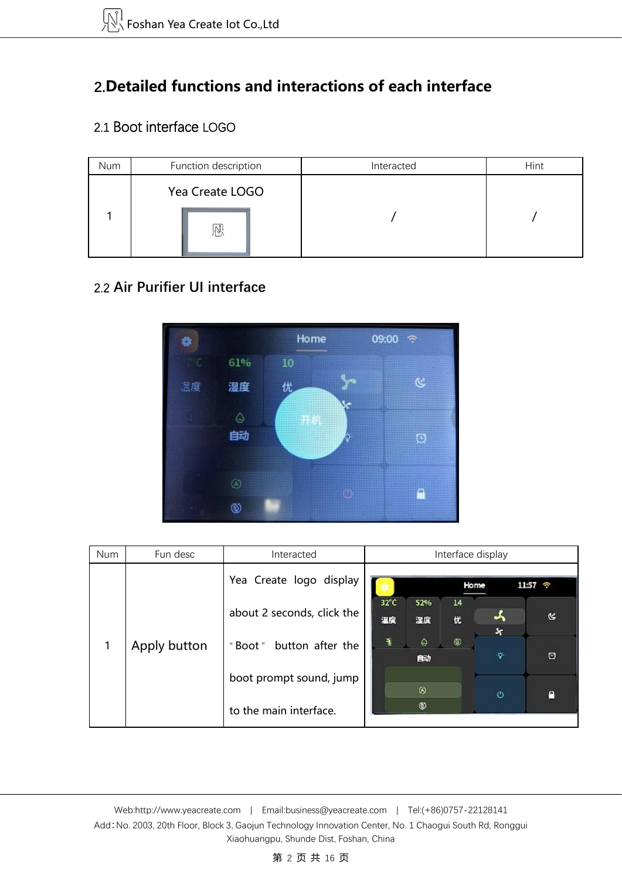## 2.Detailed functions and interactions of each interface

### 2.1 Boot interface LOGO

| Num | Function description | Interacted | Hint |
|---|---|---|---|
| 1 | Yea Create LOGO | / | / |

### 2.2 Air Purifier UI interface

| Num | Fun desc | Interacted | Interface display |
|---|---|---|---|
| 1 | Apply button | Yea Create logo display about 2 seconds, click the "Boot" button after the boot prompt sound, jump to the main interface. | |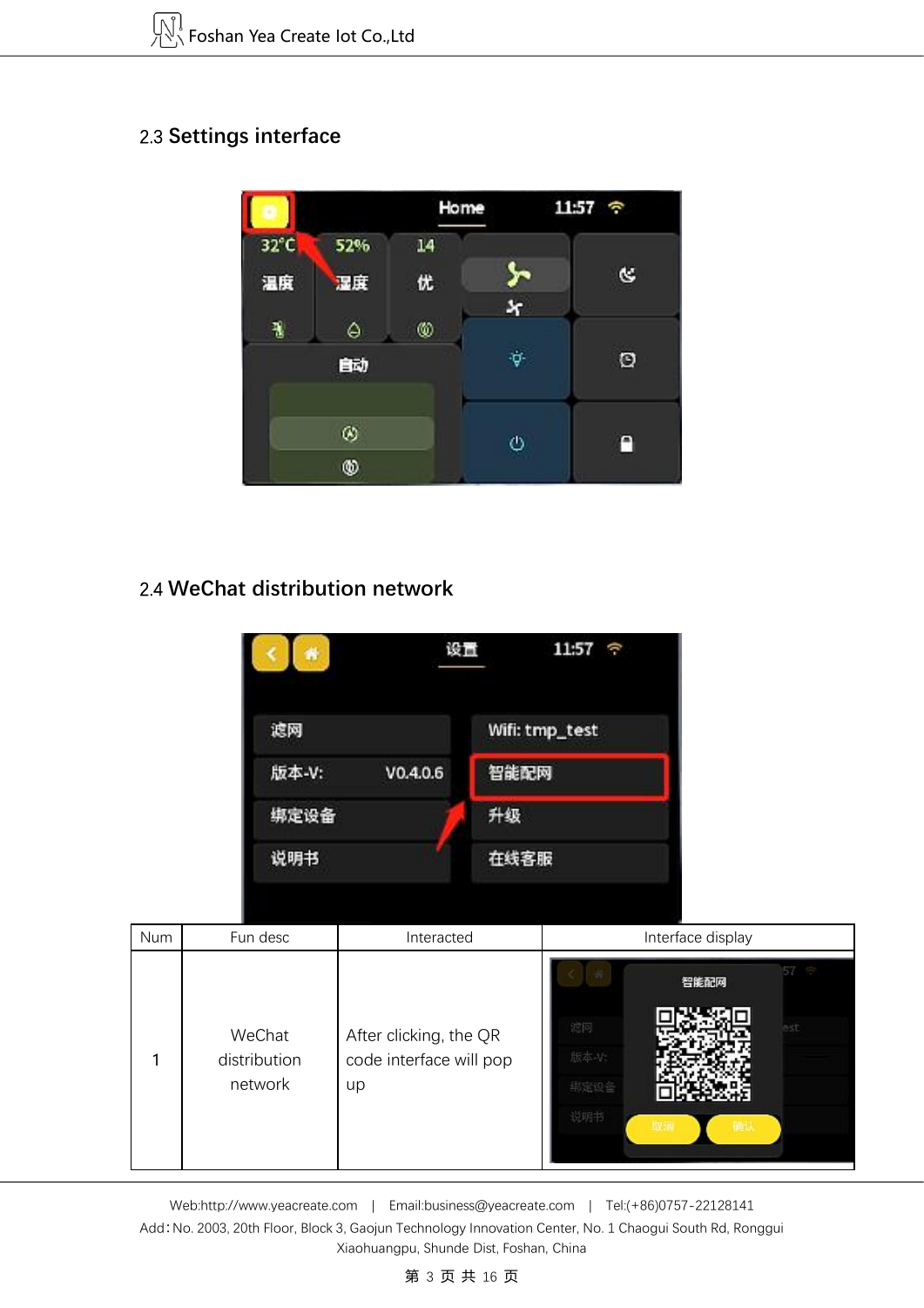## 2.3 Settings interface

## 2.4 WeChat distribution network

| Num | Fun desc | Interacted | Interface display |
|---|---|---|---|
| 1 | WeChat distribution network | After clicking, the QR code interface will pop up | |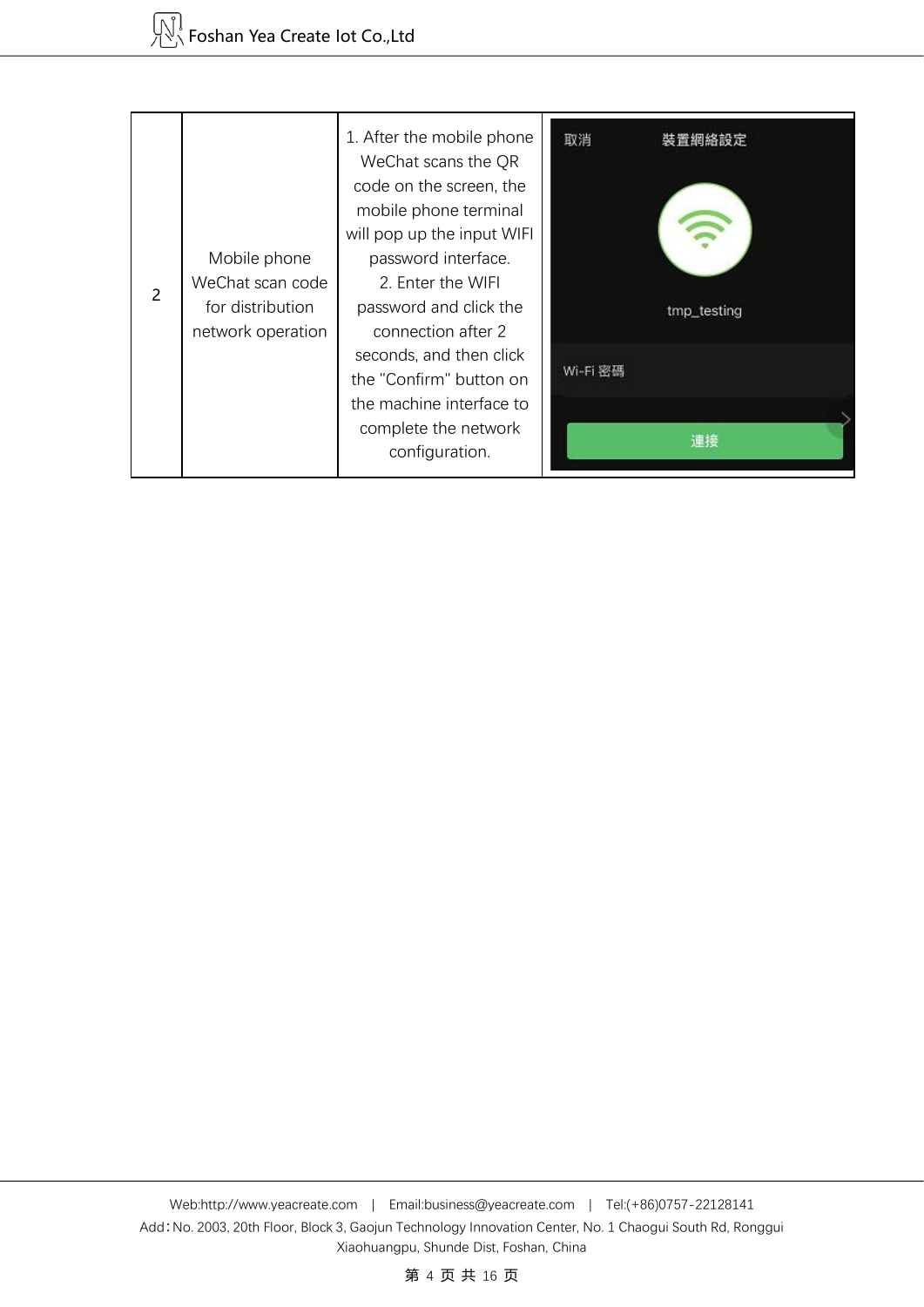| 2 | Mobile phone WeChat scan code for distribution network operation | 1. After the mobile phone WeChat scans the QR code on the screen, the mobile phone terminal will pop up the input WIFI password interface. 2. Enter the WIFI password and click the connection after 2 seconds, and then click the "Confirm" button on the machine interface to complete the network configuration. | 取消 裝置網絡設定 tmp_testing Wi-Fi 密碼 連接 |
|---|---|---|---|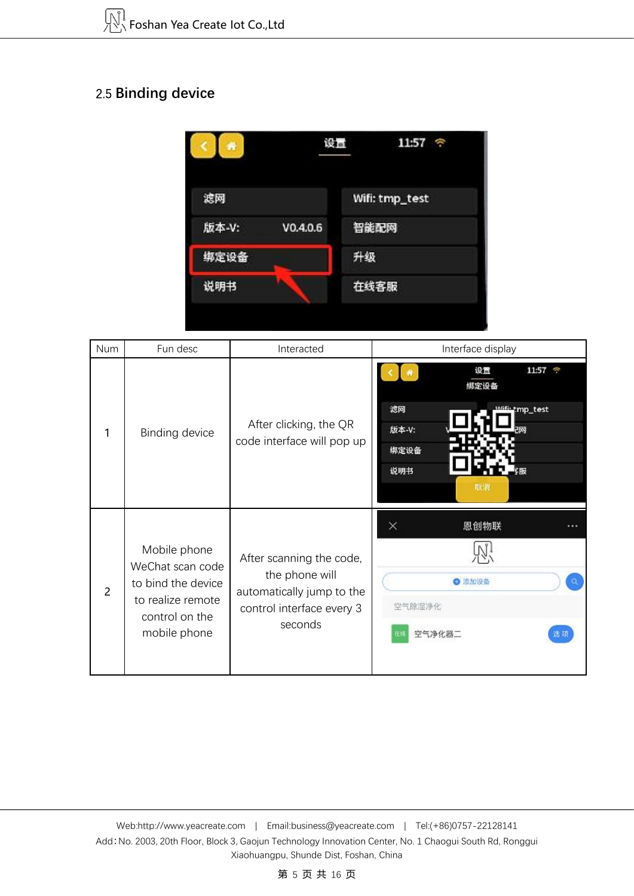## 2.5 Binding device

| Num | Fun desc | Interacted | Interface display |
|---|---|---|---|
| 1 | Binding device | After clicking, the QR code interface will pop up | |
| 2 | Mobile phone WeChat scan code to bind the device to realize remote control on the mobile phone | After scanning the code, the phone will automatically jump to the control interface every 3 seconds | |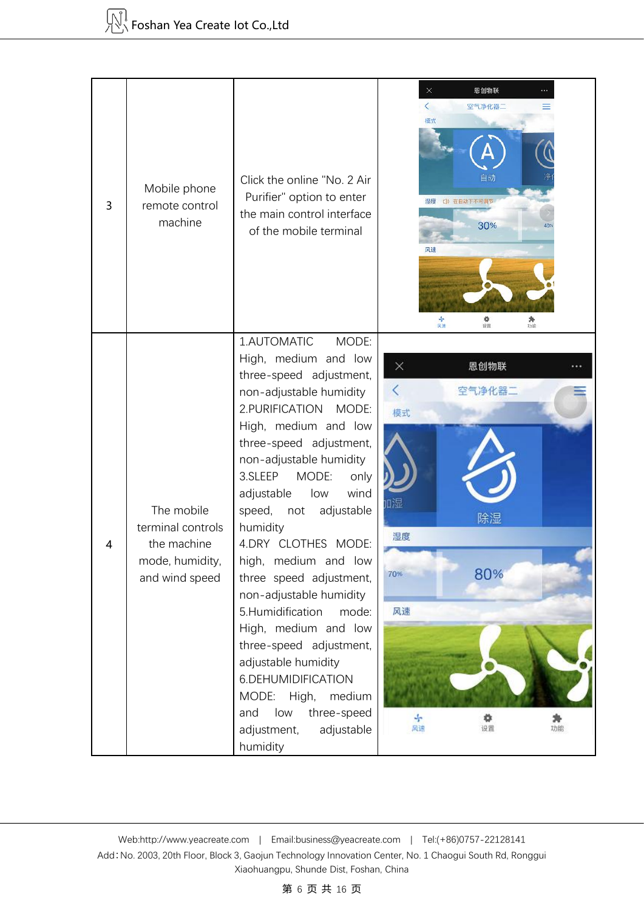| | | | |
|---|---|---|---|
| 3 | Mobile phone remote control machine | Click the online "No. 2 Air Purifier" option to enter the main control interface of the mobile terminal | |
| 4 | The mobile terminal controls the machine mode, humidity, and wind speed | 1.AUTOMATIC MODE: High, medium and low three-speed adjustment, non-adjustable humidity<br>2.PURIFICATION MODE: High, medium and low three-speed adjustment, non-adjustable humidity<br>3.SLEEP MODE: only adjustable low wind speed, not adjustable humidity<br>4.DRY CLOTHES MODE: high, medium and low three speed adjustment, non-adjustable humidity<br>5.Humidification mode: High, medium and low three-speed adjustment, adjustable humidity<br>6.DEHUMIDIFICATION MODE: High, medium and low three-speed adjustment, adjustable humidity | |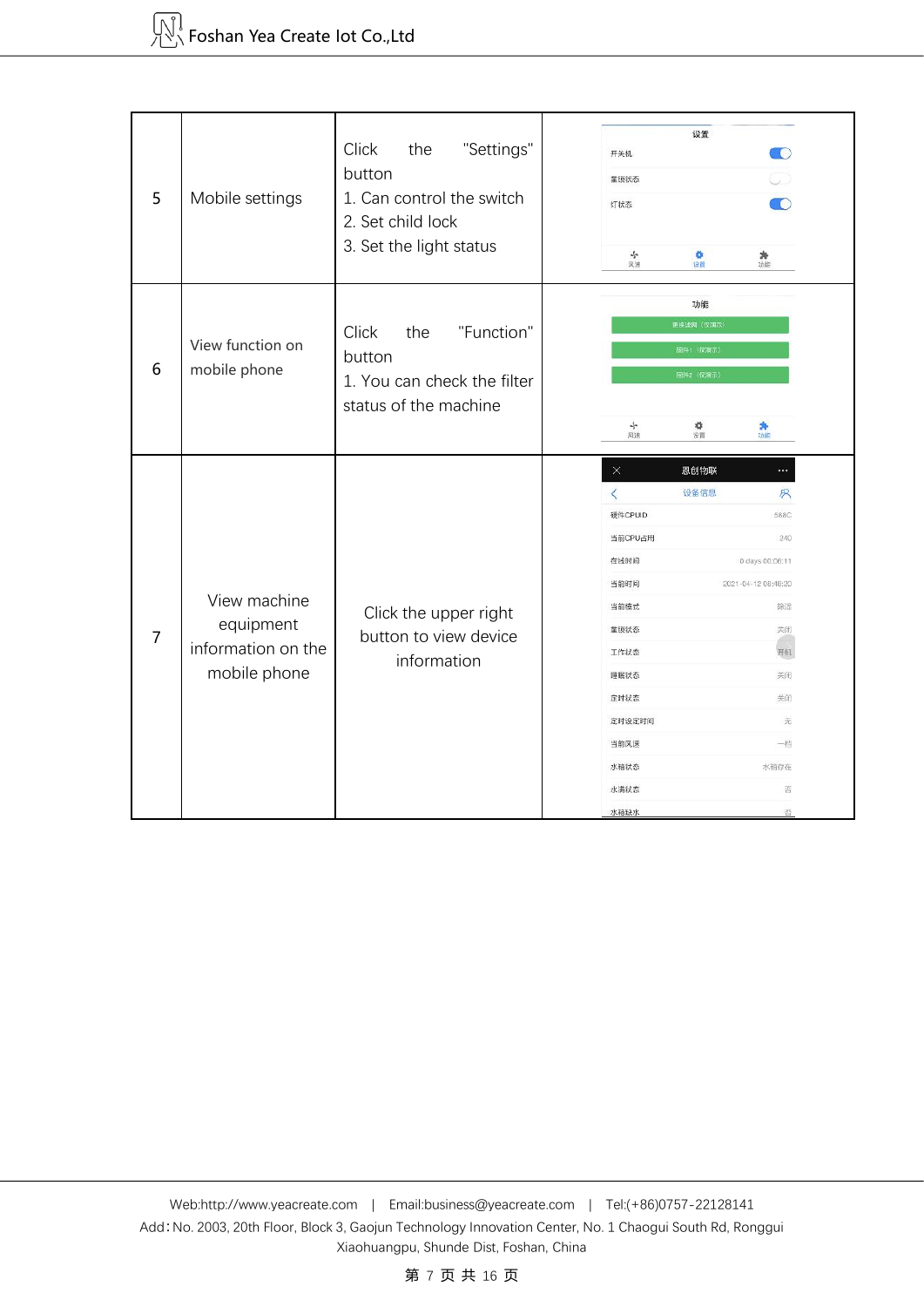| 5 | Mobile settings | Click the "Settings" button<br>1. Can control the switch<br>2. Set child lock<br>3. Set the light status | 设置<br>开关机<br>童锁状态<br>灯状态<br>风速 设置 功能 |
|---|---|---|---|
| 6 | View function on mobile phone | Click the "Function" button<br>1. You can check the filter status of the machine | 功能<br>更换滤网（仅提示）<br>固件1（仅演示）<br>固件2（仅演示）<br>风速 设置 功能 |
| 7 | View machine equipment information on the mobile phone | Click the upper right button to view device information | 恩创物联<br>设备信息<br>硬件CPUID 588C<br>当前CPU占用 340<br>在线时间 0 days 00:06:11<br>当前时间 2021-04-12 08:48:20<br>当前模式 除湿<br>童锁状态 关闭<br>工作状态 开机<br>睡眠状态 关闭<br>定时状态 关闭<br>定时设定时间 无<br>当前风速 一档<br>水箱状态 水箱存在<br>水满状态 否<br>水箱缺水 否 |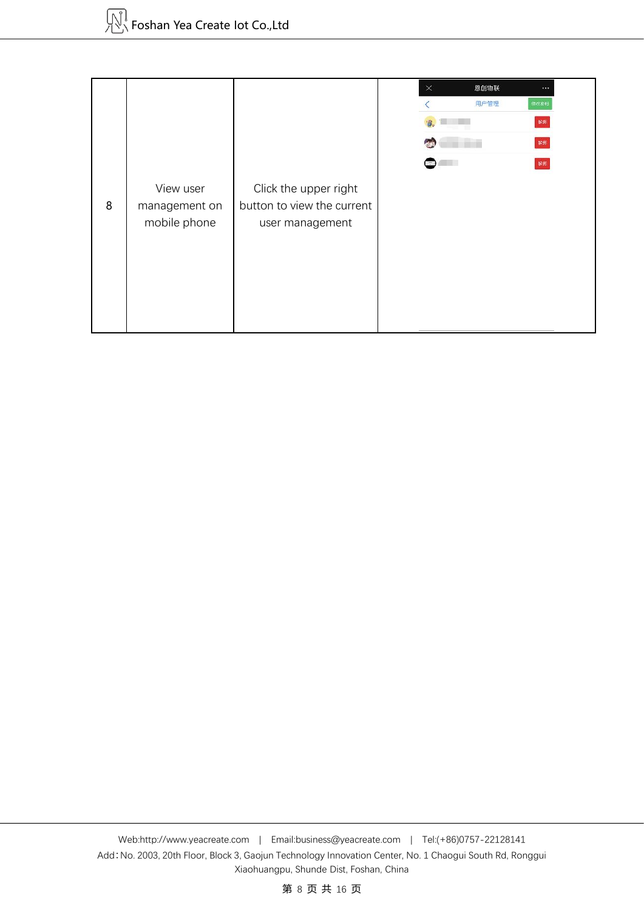| 8 | View user management on mobile phone | Click the upper right button to view the current user management | |
|---|---|---|---|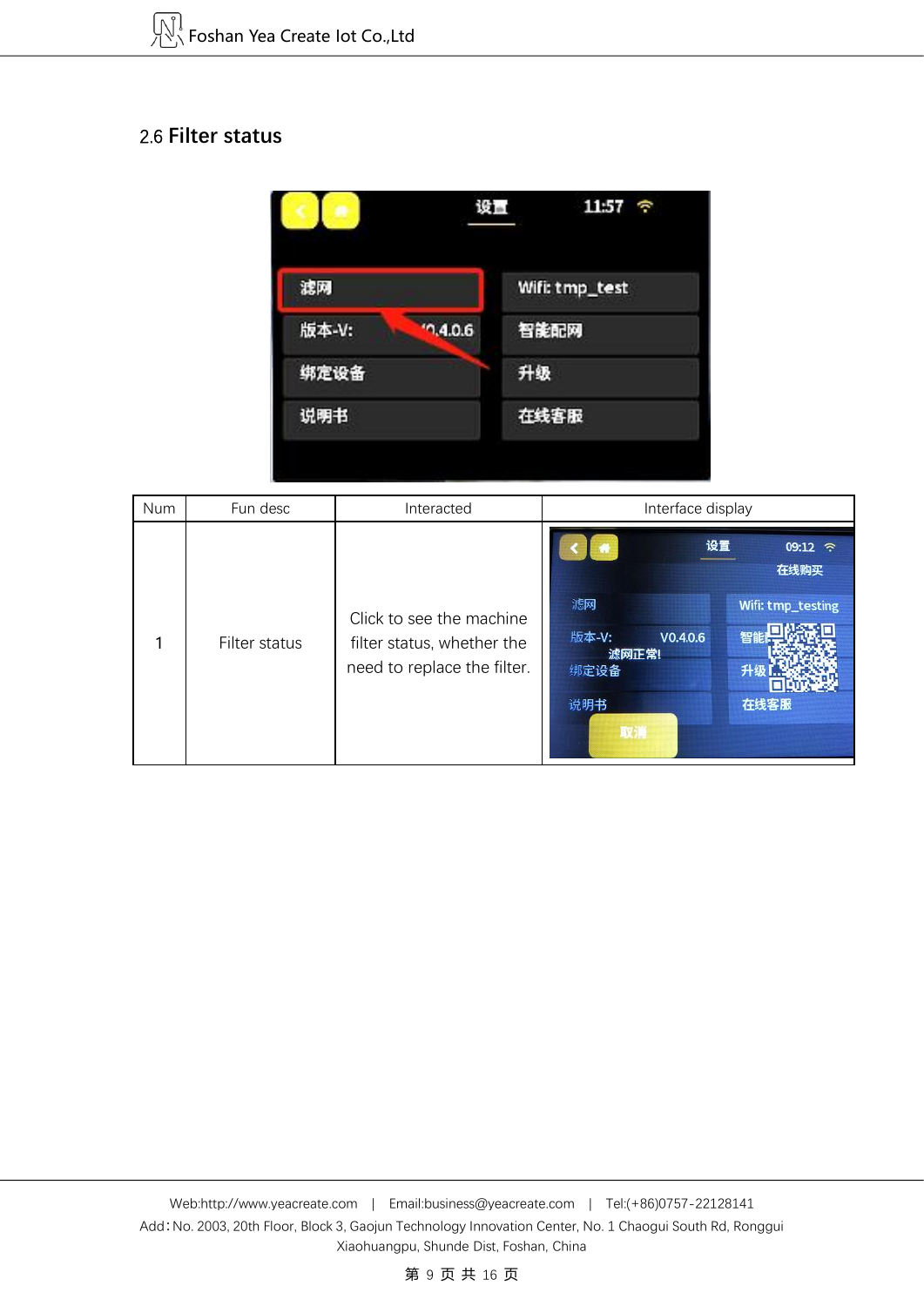## 2.6 Filter status

| Num | Fun desc | Interacted | Interface display |
|---|---|---|---|
| 1 | Filter status | Click to see the machine filter status, whether the need to replace the filter. | |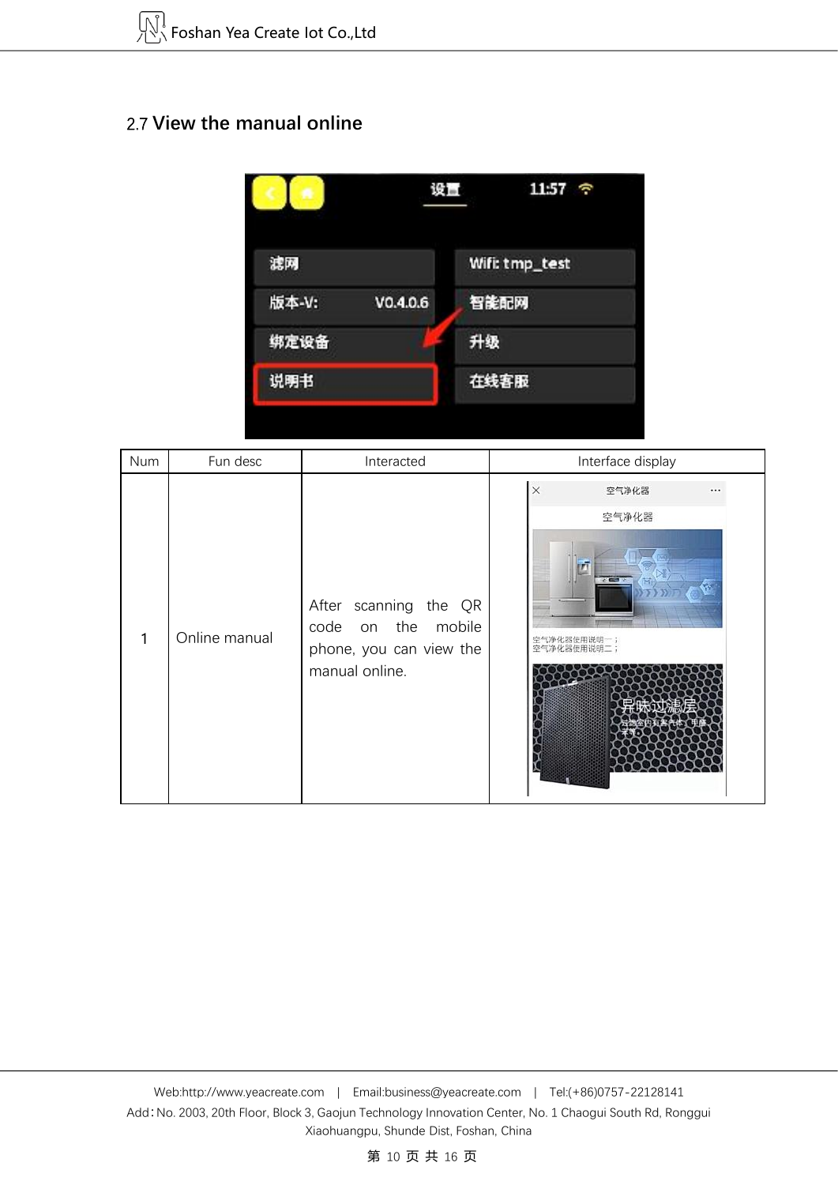## 2.7 View the manual online

| Num | Fun desc | Interacted | Interface display |
| --- | --- | --- | --- |
| 1 | Online manual | After scanning the QR code on the mobile phone, you can view the manual online. | |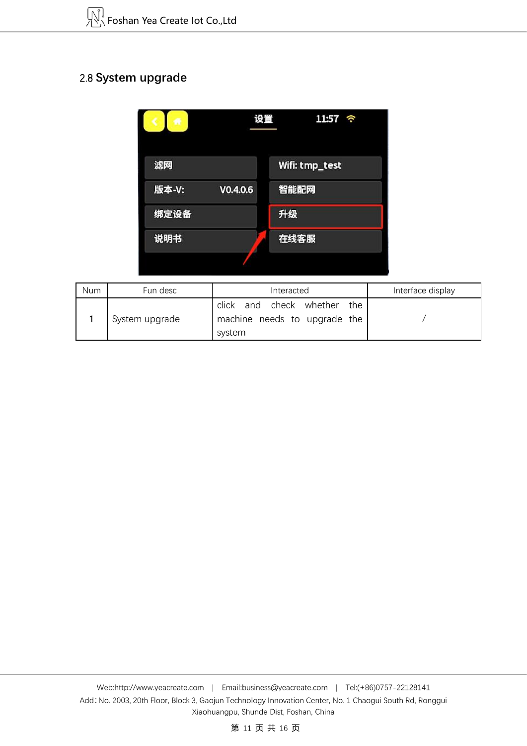## 2.8 System upgrade

| Num | Fun desc | Interacted | Interface display |
|---|---|---|---|
| 1 | System upgrade | click and check whether the machine needs to upgrade the system | / |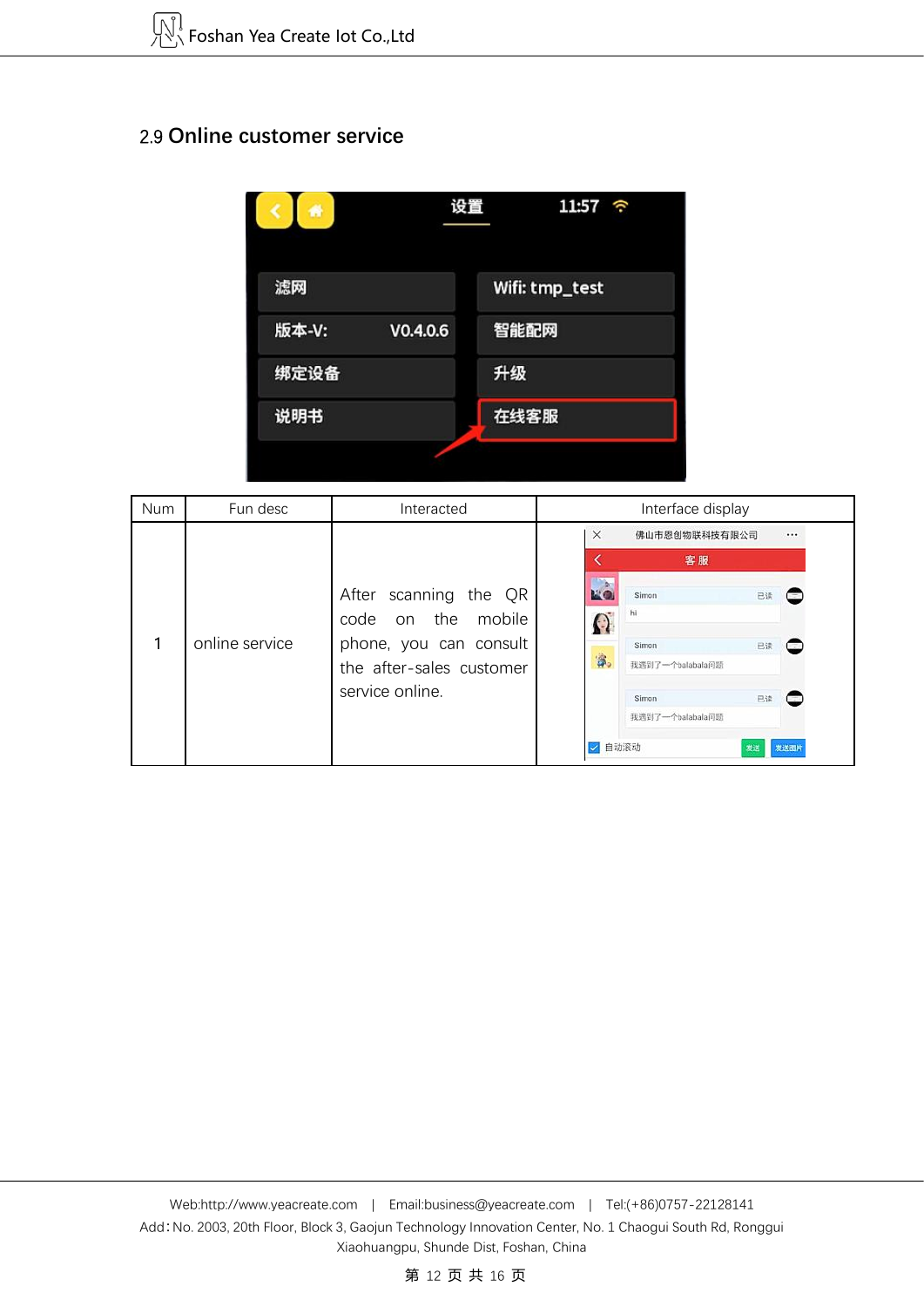## 2.9 Online customer service

| Num | Fun desc | Interacted | Interface display |
|---|---|---|---|
| 1 | online service | After scanning the QR code on the mobile phone, you can consult the after-sales customer service online. | |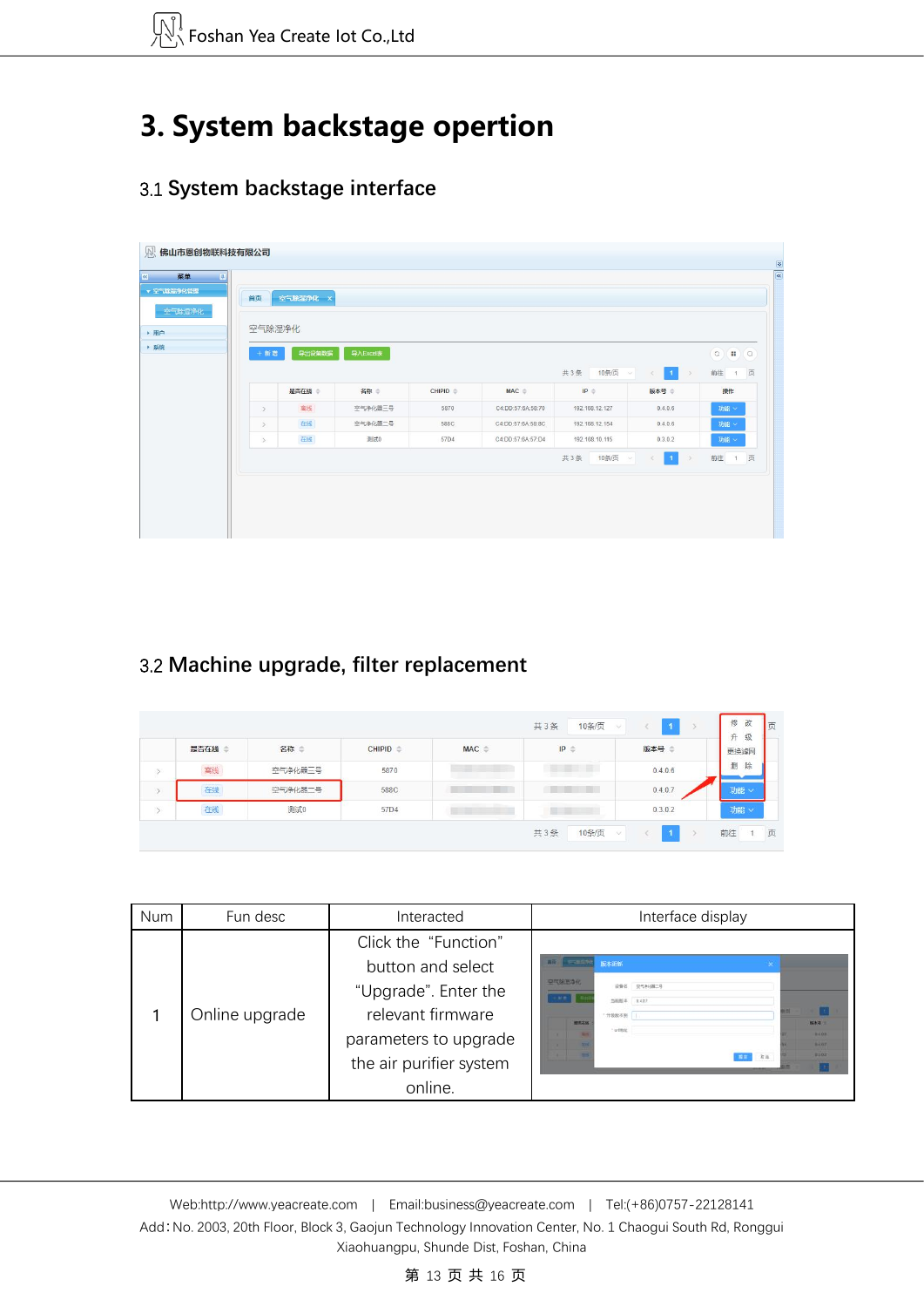# 3. System backstage opertion

## 3.1 System backstage interface

## 3.2 Machine upgrade, filter replacement

| Num | Fun desc | Interacted | Interface display |
|---|---|---|---|
| 1 | Online upgrade | Click the “Function” button and select “Upgrade”. Enter the relevant firmware parameters to upgrade the air purifier system online. | |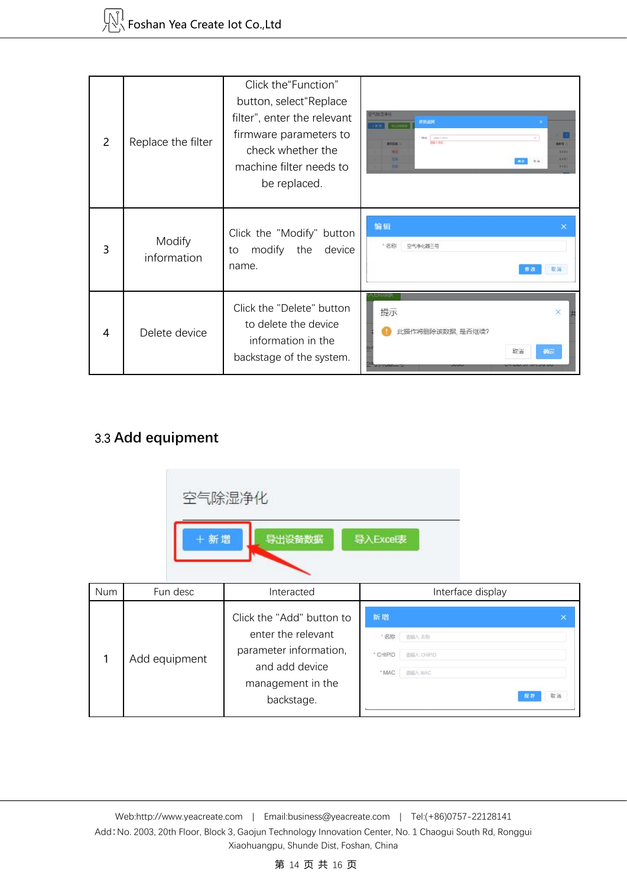| 2 | Replace the filter | Click the"Function" button, select"Replace filter", enter the relevant firmware parameters to check whether the machine filter needs to be replaced. | |
|---|---|---|---|
| 3 | Modify information | Click the "Modify" button to modify the device name. | |
| 4 | Delete device | Click the "Delete" button to delete the device information in the backstage of the system. | |

## 3.3 Add equipment

| Num | Fun desc | Interacted | Interface display |
|---|---|---|---|
| 1 | Add equipment | Click the "Add" button to enter the relevant parameter information, and add device management in the backstage. | |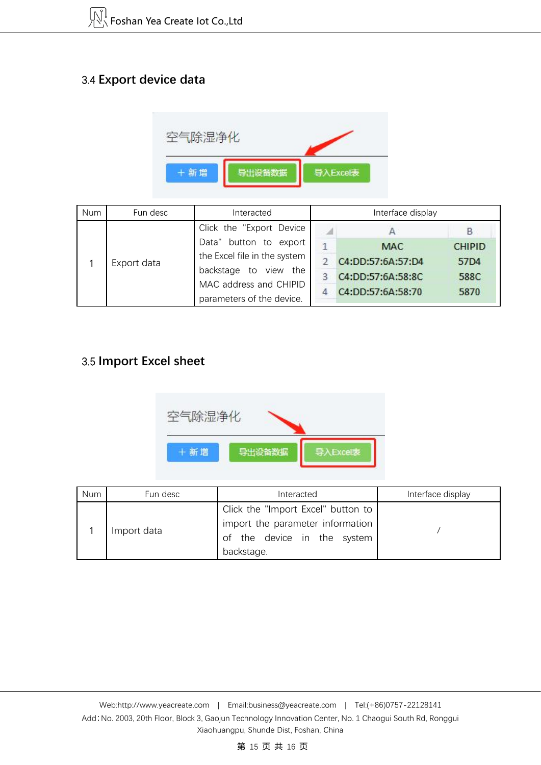## 3.4 Export device data

| Num | Fun desc | Interacted | Interface display |
|---|---|---|---|
| 1 | Export data | Click the "Export Device Data" button to export the Excel file in the system backstage to view the MAC address and CHIPID parameters of the device. | |

## 3.5 Import Excel sheet

| Num | Fun desc | Interacted | Interface display |
|---|---|---|---|
| 1 | Import data | Click the "Import Excel" button to import the parameter information of the device in the system backstage. | / |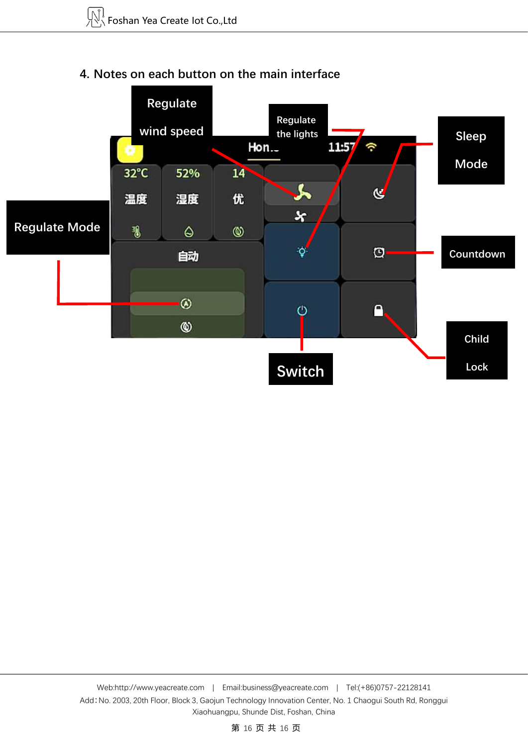4. Notes on each button on the main interface

Regulate wind speed

Regulate the lights

Sleep Mode

Regulate Mode

Countdown

Switch

Child Lock

Hon..

11:57

32°C

温度

52%

湿度

14

优

自动